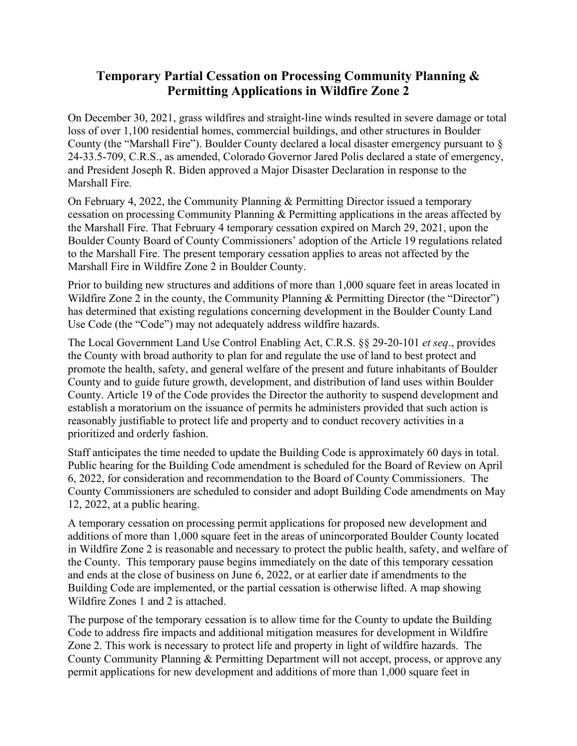# Temporary Partial Cessation on Processing Community Planning & Permitting Applications in Wildfire Zone 2

On December 30, 2021, grass wildfires and straight-line winds resulted in severe damage or total loss of over 1,100 residential homes, commercial buildings, and other structures in Boulder County (the "Marshall Fire"). Boulder County declared a local disaster emergency pursuant to § 24-33.5-709, C.R.S., as amended, Colorado Governor Jared Polis declared a state of emergency, and President Joseph R. Biden approved a Major Disaster Declaration in response to the Marshall Fire.

On February 4, 2022, the Community Planning & Permitting Director issued a temporary cessation on processing Community Planning & Permitting applications in the areas affected by the Marshall Fire. That February 4 temporary cessation expired on March 29, 2021, upon the Boulder County Board of County Commissioners' adoption of the Article 19 regulations related to the Marshall Fire. The present temporary cessation applies to areas not affected by the Marshall Fire in Wildfire Zone 2 in Boulder County.

Prior to building new structures and additions of more than 1,000 square feet in areas located in Wildfire Zone 2 in the county, the Community Planning & Permitting Director (the "Director") has determined that existing regulations concerning development in the Boulder County Land Use Code (the "Code") may not adequately address wildfire hazards.

The Local Government Land Use Control Enabling Act, C.R.S. §§ 29-20-101 *et seq*., provides the County with broad authority to plan for and regulate the use of land to best protect and promote the health, safety, and general welfare of the present and future inhabitants of Boulder County and to guide future growth, development, and distribution of land uses within Boulder County. Article 19 of the Code provides the Director the authority to suspend development and establish a moratorium on the issuance of permits he administers provided that such action is reasonably justifiable to protect life and property and to conduct recovery activities in a prioritized and orderly fashion.

Staff anticipates the time needed to update the Building Code is approximately 60 days in total. Public hearing for the Building Code amendment is scheduled for the Board of Review on April 6, 2022, for consideration and recommendation to the Board of County Commissioners. The County Commissioners are scheduled to consider and adopt Building Code amendments on May 12, 2022, at a public hearing.

A temporary cessation on processing permit applications for proposed new development and additions of more than 1,000 square feet in the areas of unincorporated Boulder County located in Wildfire Zone 2 is reasonable and necessary to protect the public health, safety, and welfare of the County. This temporary pause begins immediately on the date of this temporary cessation and ends at the close of business on June 6, 2022, or at earlier date if amendments to the Building Code are implemented, or the partial cessation is otherwise lifted. A map showing Wildfire Zones 1 and 2 is attached.

The purpose of the temporary cessation is to allow time for the County to update the Building Code to address fire impacts and additional mitigation measures for development in Wildfire Zone 2. This work is necessary to protect life and property in light of wildfire hazards. The County Community Planning & Permitting Department will not accept, process, or approve any permit applications for new development and additions of more than 1,000 square feet in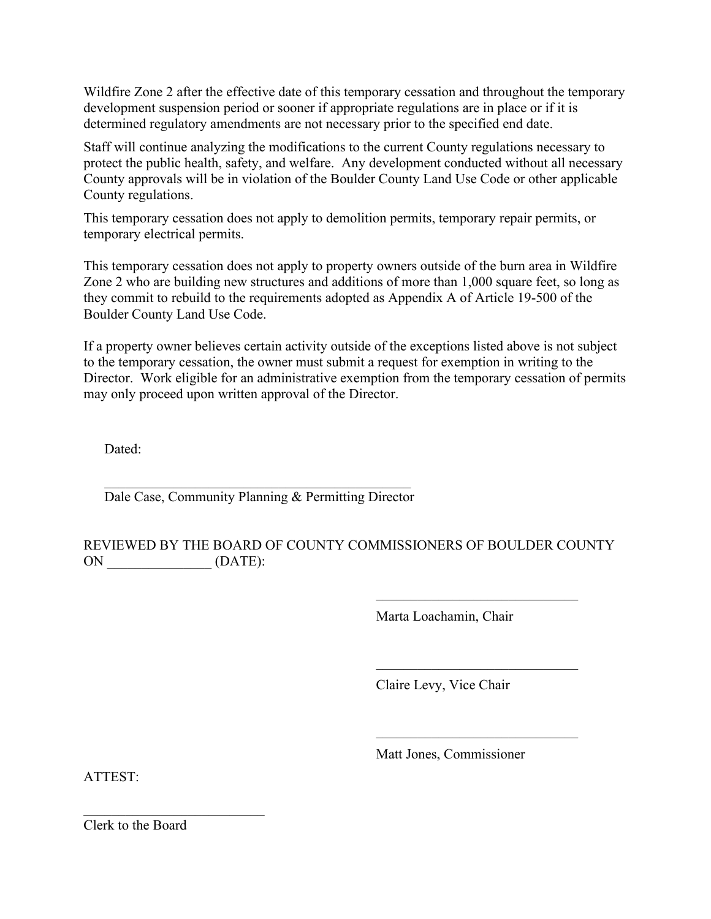Wildfire Zone 2 after the effective date of this temporary cessation and throughout the temporary development suspension period or sooner if appropriate regulations are in place or if it is determined regulatory amendments are not necessary prior to the specified end date.

Staff will continue analyzing the modifications to the current County regulations necessary to protect the public health, safety, and welfare. Any development conducted without all necessary County approvals will be in violation of the Boulder County Land Use Code or other applicable County regulations.

This temporary cessation does not apply to demolition permits, temporary repair permits, or temporary electrical permits.

This temporary cessation does not apply to property owners outside of the burn area in Wildfire Zone 2 who are building new structures and additions of more than 1,000 square feet, so long as they commit to rebuild to the requirements adopted as Appendix A of Article 19-500 of the Boulder County Land Use Code.

If a property owner believes certain activity outside of the exceptions listed above is not subject to the temporary cessation, the owner must submit a request for exemption in writing to the Director. Work eligible for an administrative exemption from the temporary cessation of permits may only proceed upon written approval of the Director.

Dated:

\_\_\_\_\_\_\_\_\_\_\_\_\_\_\_\_\_\_\_\_\_\_\_\_\_\_\_\_\_\_\_\_\_\_\_\_\_\_\_\_\_\_\_\_

Dale Case, Community Planning & Permitting Director

REVIEWED BY THE BOARD OF COUNTY COMMISSIONERS OF BOULDER COUNTY ON _______________ (DATE):

\_\_\_\_\_\_\_\_\_\_\_\_\_\_\_\_\_\_\_\_\_\_\_\_\_\_\_\_\_\_

Marta Loachamin, Chair

\_\_\_\_\_\_\_\_\_\_\_\_\_\_\_\_\_\_\_\_\_\_\_\_\_\_\_\_\_\_

Claire Levy, Vice Chair

\_\_\_\_\_\_\_\_\_\_\_\_\_\_\_\_\_\_\_\_\_\_\_\_\_\_\_\_\_\_

Matt Jones, Commissioner

ATTEST:

\_\_\_\_\_\_\_\_\_\_\_\_\_\_\_\_\_\_\_\_\_\_\_\_\_\_\_

Clerk to the Board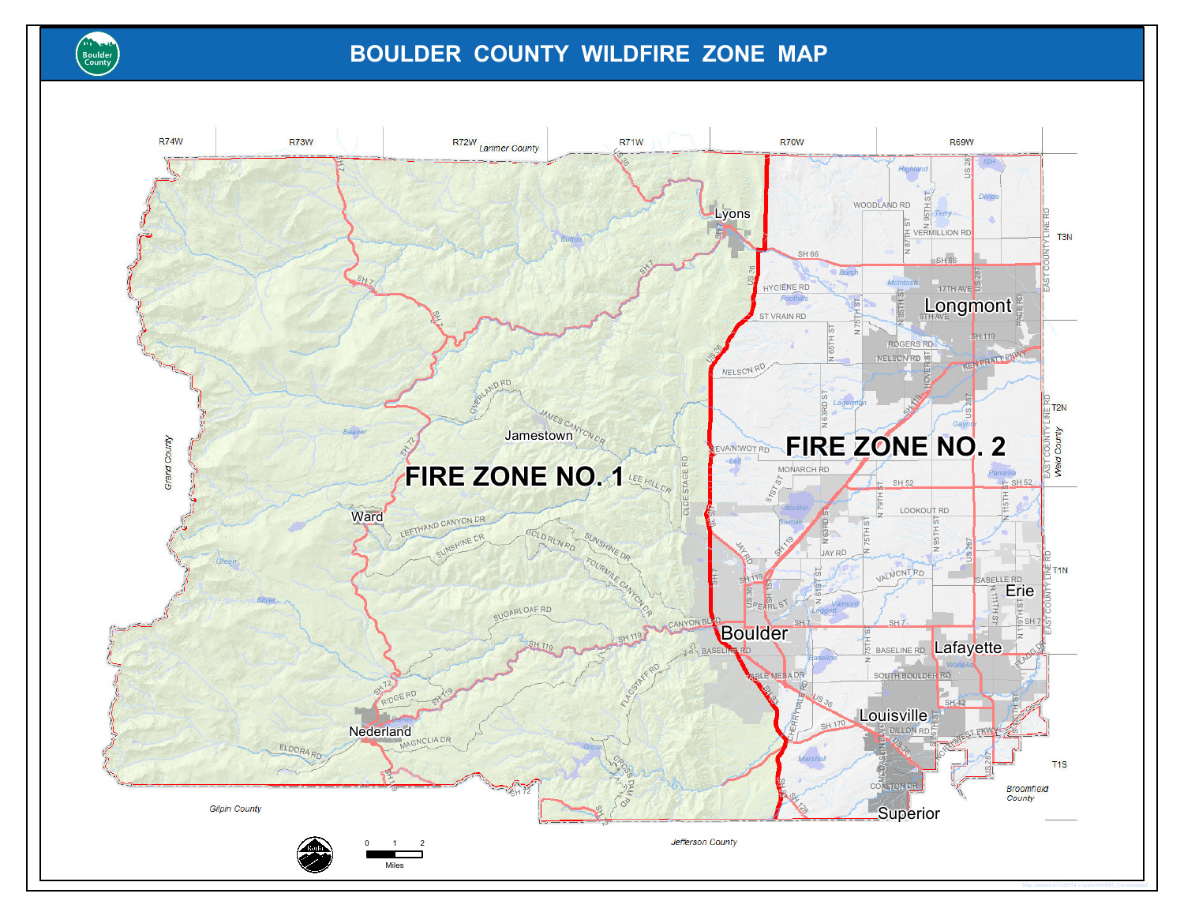# BOULDER COUNTY WILDFIRE ZONE MAP

FIRE ZONE NO. 1

FIRE ZONE NO. 2

R74W
R73W
R72W
R71W
R70W
R69W

T3N
T2N
T1N
T1S

Larimer County
Grand County
Gilpin County
Jefferson County
Broomfield County
Weld County

Lyons
Jamestown
Ward
Nederland
Boulder
Longmont
Erie
Lafayette
Louisville
Superior

0 1 2
Miles